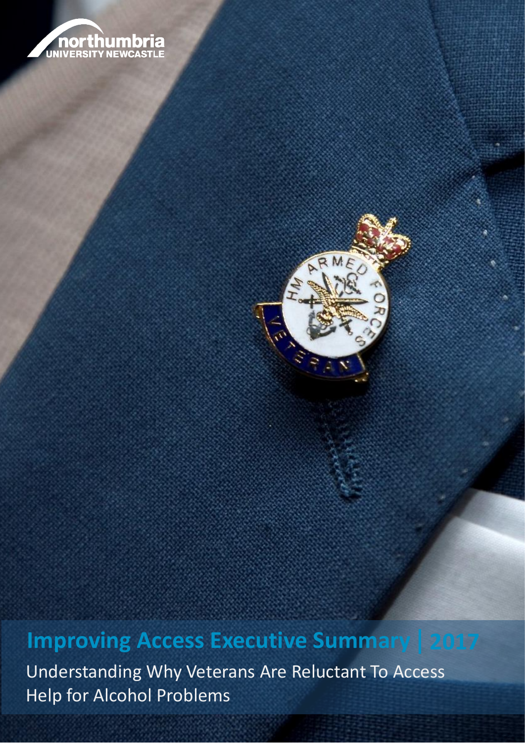northumbria
UNIVERSITY NEWCASTLE

# Improving Access Executive Summary | 2017

## Understanding Why Veterans Are Reluctant To Access Help for Alcohol Problems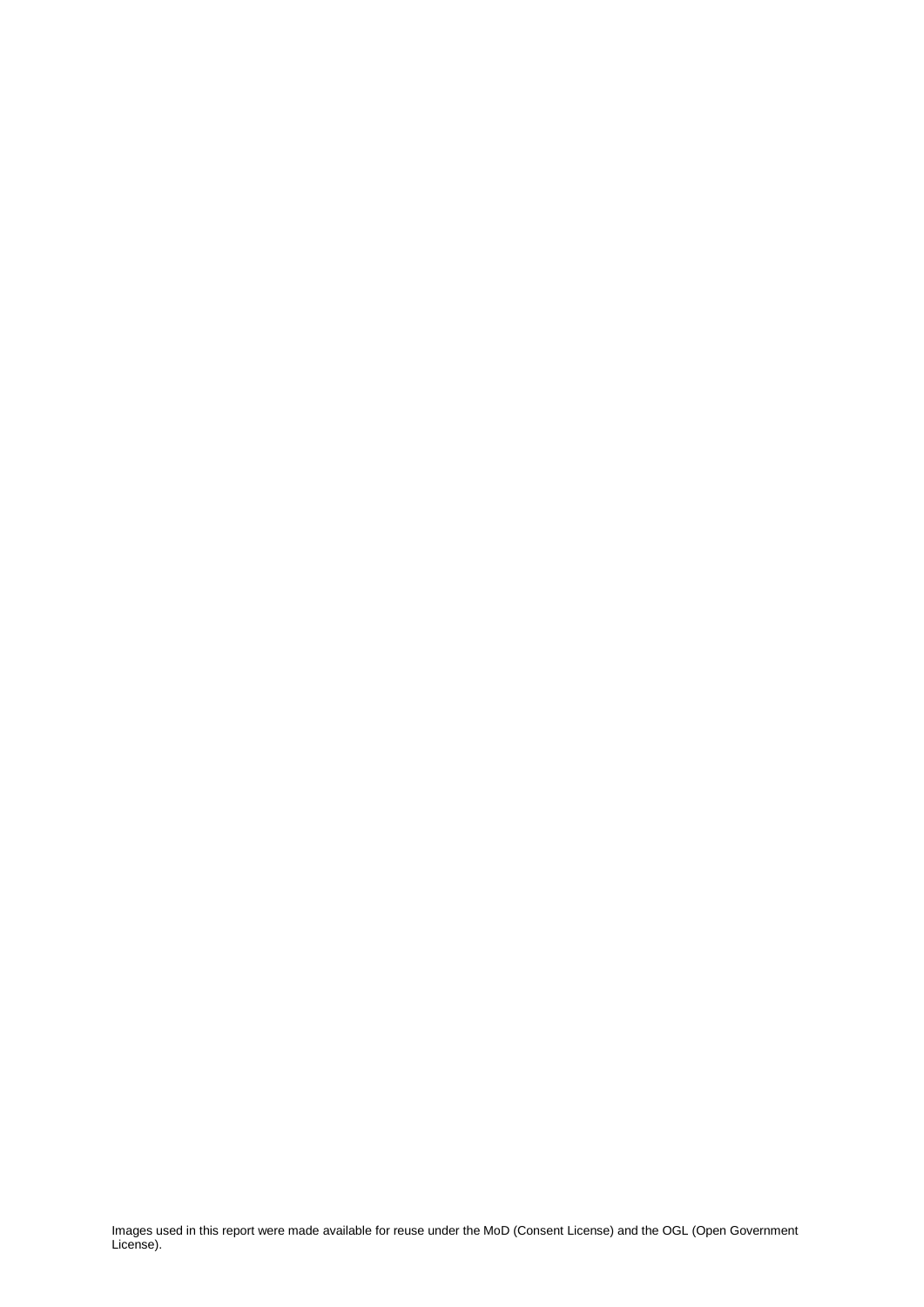Images used in this report were made available for reuse under the MoD (Consent License) and the OGL (Open Government License).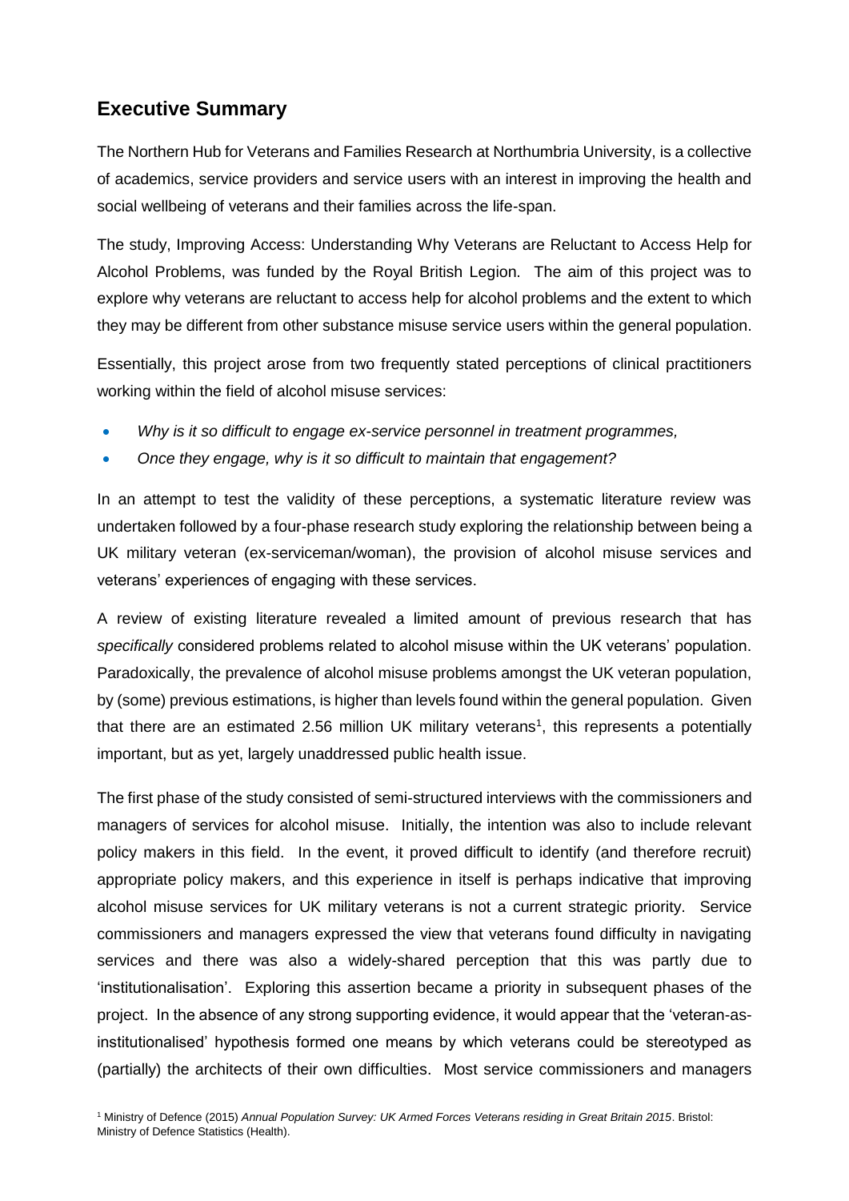## Executive Summary

The Northern Hub for Veterans and Families Research at Northumbria University, is a collective of academics, service providers and service users with an interest in improving the health and social wellbeing of veterans and their families across the life-span.

The study, Improving Access: Understanding Why Veterans are Reluctant to Access Help for Alcohol Problems, was funded by the Royal British Legion. The aim of this project was to explore why veterans are reluctant to access help for alcohol problems and the extent to which they may be different from other substance misuse service users within the general population.

Essentially, this project arose from two frequently stated perceptions of clinical practitioners working within the field of alcohol misuse services:

- *Why is it so difficult to engage ex-service personnel in treatment programmes,*
- *Once they engage, why is it so difficult to maintain that engagement?*

In an attempt to test the validity of these perceptions, a systematic literature review was undertaken followed by a four-phase research study exploring the relationship between being a UK military veteran (ex-serviceman/woman), the provision of alcohol misuse services and veterans' experiences of engaging with these services.

A review of existing literature revealed a limited amount of previous research that has *specifically* considered problems related to alcohol misuse within the UK veterans' population. Paradoxically, the prevalence of alcohol misuse problems amongst the UK veteran population, by (some) previous estimations, is higher than levels found within the general population. Given that there are an estimated 2.56 million UK military veterans[1], this represents a potentially important, but as yet, largely unaddressed public health issue.

The first phase of the study consisted of semi-structured interviews with the commissioners and managers of services for alcohol misuse. Initially, the intention was also to include relevant policy makers in this field. In the event, it proved difficult to identify (and therefore recruit) appropriate policy makers, and this experience in itself is perhaps indicative that improving alcohol misuse services for UK military veterans is not a current strategic priority. Service commissioners and managers expressed the view that veterans found difficulty in navigating services and there was also a widely-shared perception that this was partly due to 'institutionalisation'. Exploring this assertion became a priority in subsequent phases of the project. In the absence of any strong supporting evidence, it would appear that the 'veteran-as-institutionalised' hypothesis formed one means by which veterans could be stereotyped as (partially) the architects of their own difficulties. Most service commissioners and managers

[1] Ministry of Defence (2015) *Annual Population Survey: UK Armed Forces Veterans residing in Great Britain 2015*. Bristol: Ministry of Defence Statistics (Health).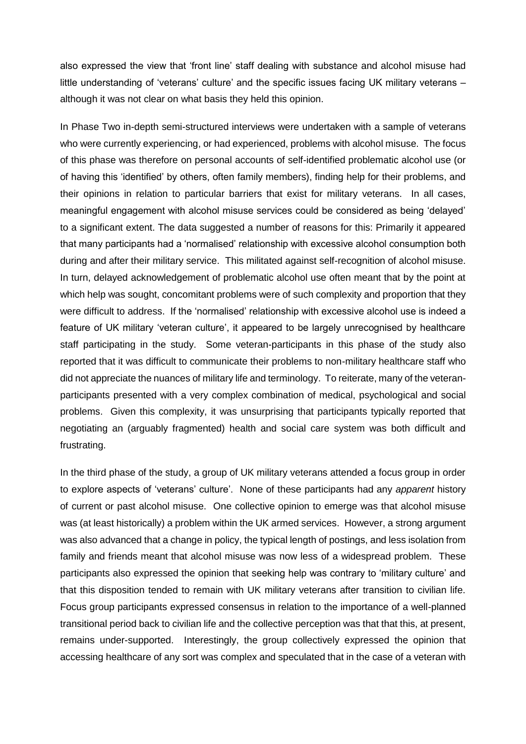also expressed the view that 'front line' staff dealing with substance and alcohol misuse had little understanding of 'veterans' culture' and the specific issues facing UK military veterans – although it was not clear on what basis they held this opinion.

In Phase Two in-depth semi-structured interviews were undertaken with a sample of veterans who were currently experiencing, or had experienced, problems with alcohol misuse. The focus of this phase was therefore on personal accounts of self-identified problematic alcohol use (or of having this 'identified' by others, often family members), finding help for their problems, and their opinions in relation to particular barriers that exist for military veterans. In all cases, meaningful engagement with alcohol misuse services could be considered as being 'delayed' to a significant extent. The data suggested a number of reasons for this: Primarily it appeared that many participants had a 'normalised' relationship with excessive alcohol consumption both during and after their military service. This militated against self-recognition of alcohol misuse. In turn, delayed acknowledgement of problematic alcohol use often meant that by the point at which help was sought, concomitant problems were of such complexity and proportion that they were difficult to address. If the 'normalised' relationship with excessive alcohol use is indeed a feature of UK military 'veteran culture', it appeared to be largely unrecognised by healthcare staff participating in the study. Some veteran-participants in this phase of the study also reported that it was difficult to communicate their problems to non-military healthcare staff who did not appreciate the nuances of military life and terminology. To reiterate, many of the veteran-participants presented with a very complex combination of medical, psychological and social problems. Given this complexity, it was unsurprising that participants typically reported that negotiating an (arguably fragmented) health and social care system was both difficult and frustrating.

In the third phase of the study, a group of UK military veterans attended a focus group in order to explore aspects of 'veterans' culture'. None of these participants had any *apparent* history of current or past alcohol misuse. One collective opinion to emerge was that alcohol misuse was (at least historically) a problem within the UK armed services. However, a strong argument was also advanced that a change in policy, the typical length of postings, and less isolation from family and friends meant that alcohol misuse was now less of a widespread problem. These participants also expressed the opinion that seeking help was contrary to 'military culture' and that this disposition tended to remain with UK military veterans after transition to civilian life. Focus group participants expressed consensus in relation to the importance of a well-planned transitional period back to civilian life and the collective perception was that that this, at present, remains under-supported. Interestingly, the group collectively expressed the opinion that accessing healthcare of any sort was complex and speculated that in the case of a veteran with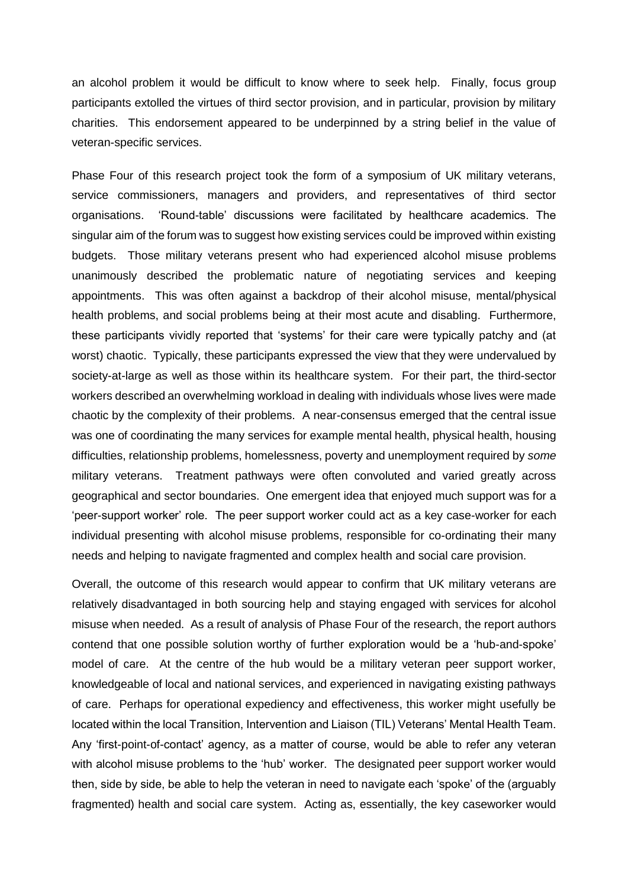an alcohol problem it would be difficult to know where to seek help. Finally, focus group participants extolled the virtues of third sector provision, and in particular, provision by military charities. This endorsement appeared to be underpinned by a string belief in the value of veteran-specific services.

Phase Four of this research project took the form of a symposium of UK military veterans, service commissioners, managers and providers, and representatives of third sector organisations. 'Round-table' discussions were facilitated by healthcare academics. The singular aim of the forum was to suggest how existing services could be improved within existing budgets. Those military veterans present who had experienced alcohol misuse problems unanimously described the problematic nature of negotiating services and keeping appointments. This was often against a backdrop of their alcohol misuse, mental/physical health problems, and social problems being at their most acute and disabling. Furthermore, these participants vividly reported that 'systems' for their care were typically patchy and (at worst) chaotic. Typically, these participants expressed the view that they were undervalued by society-at-large as well as those within its healthcare system. For their part, the third-sector workers described an overwhelming workload in dealing with individuals whose lives were made chaotic by the complexity of their problems. A near-consensus emerged that the central issue was one of coordinating the many services for example mental health, physical health, housing difficulties, relationship problems, homelessness, poverty and unemployment required by *some* military veterans. Treatment pathways were often convoluted and varied greatly across geographical and sector boundaries. One emergent idea that enjoyed much support was for a 'peer-support worker' role. The peer support worker could act as a key case-worker for each individual presenting with alcohol misuse problems, responsible for co-ordinating their many needs and helping to navigate fragmented and complex health and social care provision.

Overall, the outcome of this research would appear to confirm that UK military veterans are relatively disadvantaged in both sourcing help and staying engaged with services for alcohol misuse when needed. As a result of analysis of Phase Four of the research, the report authors contend that one possible solution worthy of further exploration would be a 'hub-and-spoke' model of care. At the centre of the hub would be a military veteran peer support worker, knowledgeable of local and national services, and experienced in navigating existing pathways of care. Perhaps for operational expediency and effectiveness, this worker might usefully be located within the local Transition, Intervention and Liaison (TIL) Veterans' Mental Health Team. Any 'first-point-of-contact' agency, as a matter of course, would be able to refer any veteran with alcohol misuse problems to the 'hub' worker. The designated peer support worker would then, side by side, be able to help the veteran in need to navigate each 'spoke' of the (arguably fragmented) health and social care system. Acting as, essentially, the key caseworker would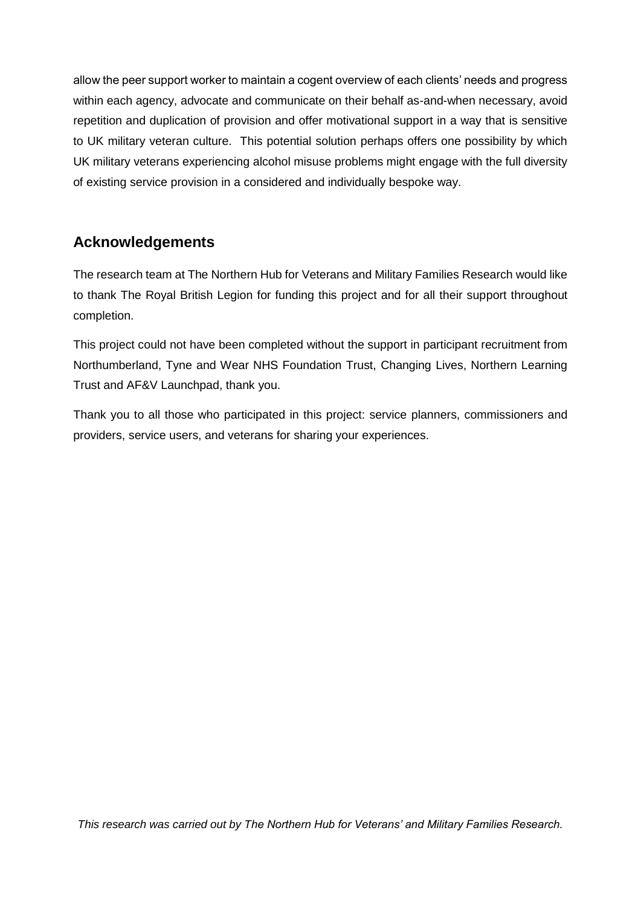allow the peer support worker to maintain a cogent overview of each clients' needs and progress within each agency, advocate and communicate on their behalf as-and-when necessary, avoid repetition and duplication of provision and offer motivational support in a way that is sensitive to UK military veteran culture. This potential solution perhaps offers one possibility by which UK military veterans experiencing alcohol misuse problems might engage with the full diversity of existing service provision in a considered and individually bespoke way.

## Acknowledgements

The research team at The Northern Hub for Veterans and Military Families Research would like to thank The Royal British Legion for funding this project and for all their support throughout completion.

This project could not have been completed without the support in participant recruitment from Northumberland, Tyne and Wear NHS Foundation Trust, Changing Lives, Northern Learning Trust and AF&V Launchpad, thank you.

Thank you to all those who participated in this project: service planners, commissioners and providers, service users, and veterans for sharing your experiences.

*This research was carried out by The Northern Hub for Veterans' and Military Families Research.*